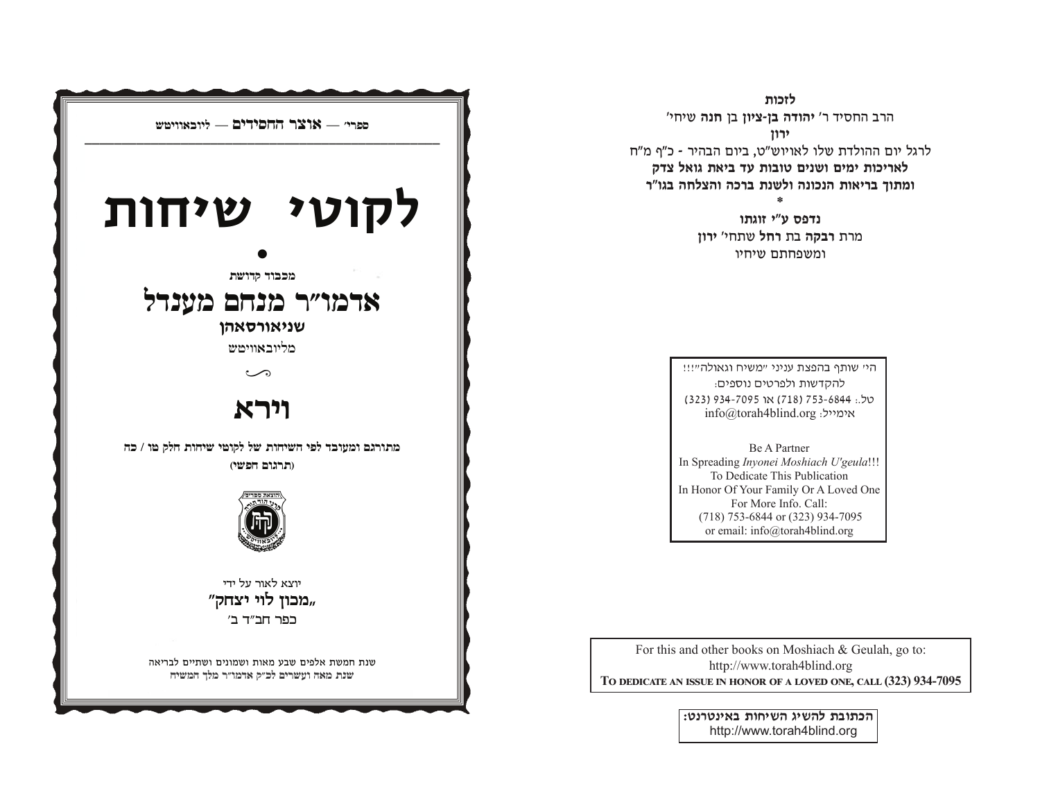ספרי׳ — **אוצר החסידים** — ליובאוויטש

# לקוטי שיחות

•

מכבוד קדושת

## אדמו״ר מנחם מענדל

**שניאורסאהן**

מליובאוויטש

## וירא

**מתורגם ומעובד לפי השיחות של לקוטי שיחות חלק טו / כה**

**(תרגום חפשי)**

יוצא לאור על ידי

**„מכון לוי יצחק"**

כפר חב״ד ב׳

שנת חמשת אלפים שבע מאות ושמונים ושתיים לבריאה
שנת מאה ועשרים לכ״ק אדמו״ר מלך המשיח

---

**לזכות**

הרב החסיד ר׳ **יהודה בן-ציון** בן **חנה** שיחי׳

**ירון**

לרגל יום ההולדת שלו לאויוש״ט, ביום הבהיר - כ"ף מ"ח

**לאריכות ימים ושנים טובות עד ביאת גואל צדק**

**ומתוך בריאות הנכונה ולשנת ברכה והצלחה בגו"ר**

\*

**נדפס ע"י זוגתו**

מרת **רבקה** בת **רחל** שתחי׳ **ירון**

ומשפחתם שיחיו

---

הי׳ שותף בהפצת עניני "משיח וגאולה"!!!
להקדשות ולפרטים נוספים:
טל.: 753-6844 (718) או 934-7095 (323)
אימייל: info@torah4blind.org

Be A Partner
In Spreading *Inyonei Moshiach U'geula*!!!
To Dedicate This Publication
In Honor Of Your Family Or A Loved One
For More Info. Call:
(718) 753-6844 or (323) 934-7095
or email: info@torah4blind.org

---

For this and other books on Moshiach & Geulah, go to:
http://www.torah4blind.org
**TO DEDICATE AN ISSUE IN HONOR OF A LOVED ONE, CALL (323) 934-7095**

---

**הכתובת להשיג השיחות באינטרנט:**
http://www.torah4blind.org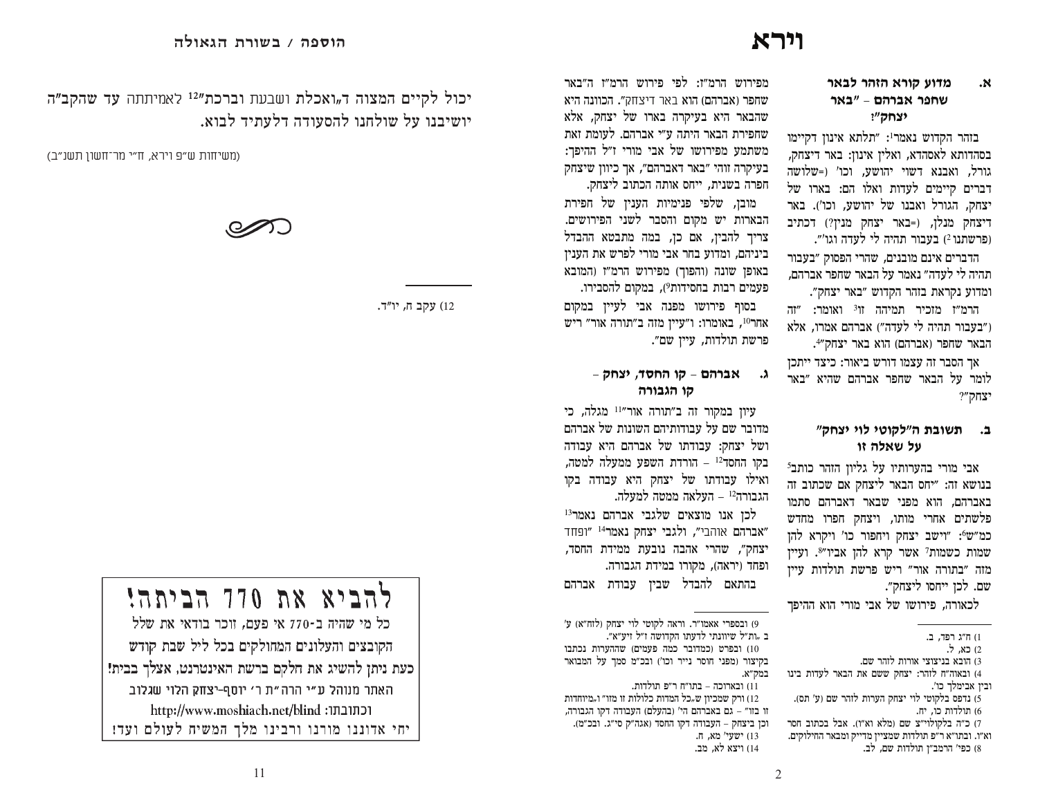# וירא

### א. מדוע קורא הזהר לבאר שחפר אברהם – "באר יצחק"?

בזהר הקדוש נאמר[1]: "תלתא אינון דקיימו בסהדותא לאסהדא, ואלין אינון: באר דיצחק, גורל, ואבנא דשוי יהושע, וכו' (=שלושה דברים קיימים לעדות ואלו הם: בארו של יצחק, הגורל ואבנו של יהושע, וכו'). באר דיצחק מנלן, (=באר יצחק מנין?) דכתיב (פרשתנו[2]) בעבור תהיה לי לעדה וגו'".

הדברים אינם מובנים, שהרי הפסוק "בעבור תהיה לי לעדה" נאמר על הבאר שחפר אברהם, ומדוע נקראת בזהר הקדוש "באר יצחק".

הרמ"ז מזכיר תמיהה זו[3] ואומר: "זה ("בעבור תהיה לי לעדה") אברהם אמרו, אלא הבאר שחפר (אברהם) הוא באר יצחק[4]".

אך הסבר זה עצמו דורש ביאור: כיצד ייתכן לומר על הבאר שחפר אברהם שהיא "באר יצחק"?

### ב. תשובת ה"לקוטי לוי יצחק" על שאלה זו

אבי מורי בהערותיו על גליון הזהר כותב[5] בנושא זה: ""יחס הבאר ליצחק אם שכתוב זה באברהם, הוא מפני שבאר דאברהם סתמו פלשתים אחרי מותו, ויצחק חפרו מחדש כמ"ש[6]: "וישב יצחק ויחפור כו' ויקרא להן שמות כשמות[7] אשר קרא להן אביו"[8]. ועיין מזה "בתורה אור" ריש פרשת תולדות עיין שם. לכן ייחסו ליצחק".

לכאורה, פירושו של אבי מורי הוא ההיפך מפירוש הרמ"ז: לפי פירוש הרמ"ז ה"באר שחפר (אברהם) הוא באר דיצחק". הכוונה היא שהבאר היא בעיקרה בארו של יצחק, אלא שחפירת הבאר היתה ע"י אברהם. לעומת זאת משתמע מפירושו של אבי מורי ז"ל ההיפך: בעיקרה זוהי "באר דאברהם", אך כיוון שיצחק חפרה בשנית, ייחס אותה הכתוב ליצחק.

מובן, שלפי פנימיות הענין של חפירת הבארות יש מקום והסבר לשני הפירושים. צריך להבין, אם כן, במה מתבטא ההבדל ביניהם, ומדוע בחר אבי מורי לפרש את הענין באופן שונה (והפוך) מפירוש הרמ"ז (המובא פעמים רבות בחסידות[9]), במקום להסבירו.

בסוף פירושו מפנה אבי לעיין במקום אחר[10], באומרו: ו"עיין מזה ב"תורה אור" ריש פרשת תולדות, עיין שם".

### ג. אברהם – קו החסד, יצחק – קו הגבורה

עיון במקור זה ב"תורה אור"[11] מגלה, כי מדובר שם על עבודותיהם השונות של אברהם ושל יצחק: עבודתו של אברהם היא עבודה בקו החסד[12] – הורדת השפע ממעלה למטה, ואילו עבודתו של יצחק היא עבודה בקו הגבורה[12] – העלאה ממטה למעלה.

לכן אנו מוצאים שלגבי אברהם נאמר[13] "אברהם אוהבי", ולגבי יצחק נאמר[14] "ופחד יצחק", שהרי אהבה נובעת ממידת החסד, ופחד (יראה), מקורו במידת הגבורה.

בהתאם להבדל שבין עבודת אברהם

---

1) ח"ג רפד, ב.
2) כא, ל.
3) הובא בניצוצי אורות לזהר שם.
4) ובאוה"ת לזהר: יצחק ששם את הבאר לעדות בינו ובין אבימלך כו'.
5) נדפס בלקוטי לוי יצחק הערות לזהר שם (ע' תס).
6) תולדות כו, יח.
7) כ"ה בלקולוי"צ שם (מלא וא"ו). אבל בכתוב חסר וא"ו. ובתו"א ר"פ תולדות שמציין מדייק ומבאר החילוקים.
8) כפי' הרמב"ן תולדות שם, לב.
9) ובספרי אאמו"ר. וראה לקוטי לוי יצחק (לזח"א) ע' ב "ות"ל שיוונתי לדעתו הקדושה ז"ל זיע"א".
10) ובפרט (כמדובר כמה פעמים) שההערות נכתבו בקיצור (מפני חוסר נייר וכו') ובכ"מ סמך על המבואר במק"א.
11) ובארוכה – בתו"ח ר"פ תולדות.
12) ורק שמכיון ש"כל המדות כלולות זו מזו" ו"מיוחדות זו בזו" – גם באברהם הי' (בהעלם) העבודה דקו הגבורה, וכן ביצחק – העבודה דקו החסד (אגה"ק סי"ג. ובכ"מ).
13) ישעי' מא, ח.
14) ויצא לא, מב.

---

יכול לקיים המצוה ד"ואכלת ושבעת **וברכת**"[12] לאמיתתה **עד** שהקב"ה יושיבנו על שולחנו להסעודה דלעתיד לבוא.

(משיחות ש"פ וירא, ח"י מר־חשון תשנ"ב)

12) עקב ח, י"ד.

---

## להביא את 770 הביתה!

כל מי שהיה ב-770 אי פעם, זוכר בודאי את שלל הקובצים והעלונים המחולקים בכל ליל שבת קודש

**כעת ניתן להשיג את חלקם ברשת האינטרנט, אצלך בבית!**

האתר מנוהל ע"י הרה"ת ר' יוסף-יצחק הלוי שגלוב

וכתובתו: http://www.moshiach.net/blind

**יחי אדוננו מורנו ורבינו מלך המשיח לעולם ועד!**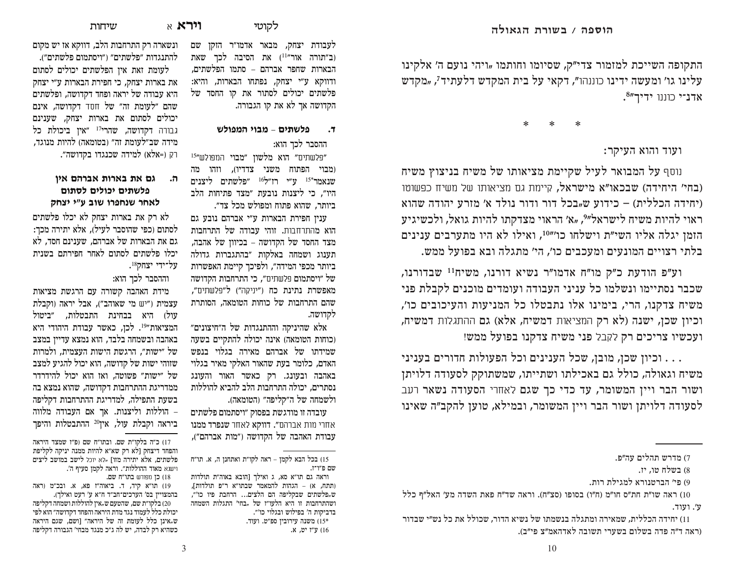התקופה השייכת למזמור צדי"ק, שסיומו וחותמו "ויהי נועם ה' אלקינו עלינו גו' ומעשה ידינו כוננהו", דקאי על בית המקדש דלעתיד[7], "מקדש אדנ-י כוננו ידיך"[8].

* * *

ועוד והוא העיקר:

נוסף על המבואר לעיל שקיימת מציאותו של משיח בניצוץ משיח (בחי' היחידה) שבכאו"א מישראל, קיימת גם מציאותו של משיח כפשוטו (יחידה הכללית) – כידוע ש"בכל דור ודור נולד א' מזרע יהודה שהוא ראוי להיות משיח לישראל"[9], "א' הראוי מצדקתו להיות גואל, ולכשיגיע הזמן יגלה אליו השי"ת וישלחו כו'"[10], ואילו לא היו מתערבים ענינים בלתי רצויים המונעים ומעכבים כו', הי' מתגלה ובא בפועל ממש.

וע"פ הודעת כ"ק מו"ח אדמו"ר נשיא דורנו, משיח[11] שבדורנו, שכבר נסתיימו ונשלמו כל עניני העבודה ועומדים מוכנים לקבלת פני משיח צדקנו, הרי, בימינו אלו נתבטלו כל המניעות והעיכובים כו', וכיון שכן, ישנה (לא רק המציאות דמשיח, אלא) גם ההתגלות דמשיח, ועכשיו צריכים רק לקבל פני משיח צדקנו בפועל ממש!

. . . וכיון שכן, מובן, שכל הענינים וכל הפעולות חדורים בעניני משיח וגאולה, כולל גם באכילתו ושתייתו, שמשתוקק לסעודה דלויתן ושור הבר ויין המשומר, עד כדי כך שגם לאחרי הסעודה נשאר רעב לסעודה דלויתן ושור הבר ויין המשומר, ובמילא, טוען להקב"ה שאינו

---

7) מדרש תהלים עה"פ.

8) בשלח טו, יז.

9) פי' הברטנורא למגילת רות.

10) ראה שו"ת חת"ס חו"מ (ח"ו) בסופו (סצ"ח). וראה שד"ח פאת השדה מע' האל"ף כלל ע'. ועוד.

11) יחידה הכללית, שמאירה ומתגלה בנשמתו של נשיא הדור, שכולל את כל נשי"י שבדור (ראה ד"ה פדה בשלום בשערי תשובה לאדהאמ"צ פ"ב).

---

לעבודת יצחק, מבאר אדמו"ר הזקן שם (ב"תורה אור"[11]) את הסיבה לכך שאת הבארות שחפר אברהם – סתמו הפלשתים, ודווקא ע"י יצחק, נפתחו הבארות, והיא: פלשתים יכולים לסתור את קו החסד של הקדושה אך לא את קו הגבורה.

## ד. פלשתים – מבוי המפולש

ההסבר לכך הוא:

"פלשתים" הוא מלשון "מבוי המפולש"[15] (מבוי הפתוח משני צדדיו), וזהו מה שנאמר[15*] ע"י רז"ל[16] "פלשתים ליצנים היו", כי ליצנות נובעת "מצד פתיחות הלב ביותר, שהוא פתוח ומפולש מכל צד".

ענין חפירת הבארות ע"י אברהם נובע גם הוא מהתרחבות. זוהי עבודה של התרחבות מצד החסד של הקדושה – בכיוון של אהבה, תענוג ושמחה באלקות "בהתגברות גדולה ביותר מכפי המידה", ולפיכך קיימת האפשרות של "ויסתמום פלשתים", כי התרחבות הקדושה מאפשרת נתינת כח ("יניקה") ל"פלשתים", שהם התרחבות של כוחות הטומאה, הסותרת לקדושה.

אלא שהיניקה וההתנגדות של ה"חיצונים" (כוחות הטומאה) אינה יכולה להתקיים בשעה שמידתו של אברהם מאירה בגלוי בנפש האדם, כלומר בעת שהאור האלקי מאיר בגלוי באהבה ובעונג. רק כאשר האור והעונג נסתרים, יכולה התרחבות הלב להביא להוללות ולשמחה של ה"קליפה" (הטומאה).

עובדה זו מודגשת בפסוק "ויסתמום פלשתים אחרי מות אברהם". דווקא לאחר שנפרד ממנו עבודת האהבה של הקדושה ("מות אברהם"), ונשארה רק התרחבות הלב, דווקא אז יש מקום להתנגדות "פלשתים" ("ויסתמום פלשתים").

לעומת זאת אין הפלשתים יכולים לסתום את בארות יצחק, כי חפירת הבארות ע"י יצחק היא עבודה של יראה ופחד דקדושה, ופלשתים שהם "לעומת זה" של חסד דקדושה, אינם יכולים לסתום את בארות יצחק, שענינים גבורה דקדושה, שהרי[17] "אין ביכולת כל מידה שב"לעומת זה" (בטומאה) להיות מנוגד, רק (=אלא) למידה שכנגדו בקדושה".

## ה. גם את בארות אברהם אין פלשתים יכולים לסתום לאחר שנחפרו שוב ע"י יצחק

לא רק את בארות יצחק לא יכלו פלשתים לסתום (כפי שהוסבר לעיל), אלא יתירה מכך: גם את הבארות של אברהם, שענינם חסד, לא יכלו פלשתים לסתום לאחר חפירתם בשנית על-ידי יצחק[18].

וההסבר לכך הוא:

מידת האהבה קשורה עם הרגשת מציאות עצמית ("יש מי שאוהב"), אבל יראה (וקבלת עול) היא בבחינת התבטלות, "ביטול המציאות"[19]. לכן, כאשר עבודת היהודי היא באהבה ובשמחה בלבד, הוא נמצא עדיין במצב של "ישות", הרגשת הישות העצמית, ולמרות שזוהי ישות של קדושה, הוא יכול להגיע למצב של "ישות" פשוטה, ואז הוא יכול להידרדר ממדריגת ההתרחבות דקדושה, שהוא נמצא בה בשעת התפילה, למדריגת ההתרחבות דקליפה – הוללות וליצנות. אך אם העבודה מלווה ביראה וקבלת עול, אין[20] ההתבטלות והיפך

---

15) בכל הבא לקמן – ראה לקו"ת ואתחנן ה, א. תו"ח שם פ"ו־ז.
וראה גם תו"א סא, ג ואילך [הובא באוה"ת תולדות (תתח, א) – הגהות להמאמר שבתו"א ר"פ תולדות], ש"פלשתים שבקליפה הם הלצים... הרחבת פיו כו'", שהתרחבות זו היא הלעו"ז של "בחי' התגלות השמחה בדביקות ה' בפילוש ובגלוי כו'".

*15) משנה עירובין ספ"ט. ועוד.

16) ע"ז יט, א.

17) כ"ה בלקו"ת שם. ובתו"ח שם (פ"ז) שמצד היראה והפחד דיצחק [לא רק שא"א להיות ממנה יניקה לקליפת פלשתים, אלא יתירה מזו] "לא יוכל לישב במושב ליצים וישנא מאוד ההוללות". וראה לקמן סעיף ה'.

18) כן מפורש בתו"ח שם.

19) תו"א קיד, ד. ביאוה"ז פא, א. ובכ"מ (ראה בהמצויין בס' הערכים־חב"ד ח"א ע' רעז ואילך).

20) בלקו"ת שם, שהטעם ש"אין להוללות ושמחה דקליפה יכולת כלל לעמוד נגד מדת היראה והפחד דקדושה" הוא לפי ש"אינן כלל לעומת זה של היראה" [ושם, שגם היראה כשהיא רק לבדה, יש לה ג"כ מנגד מבחי' הגבורה דקליפה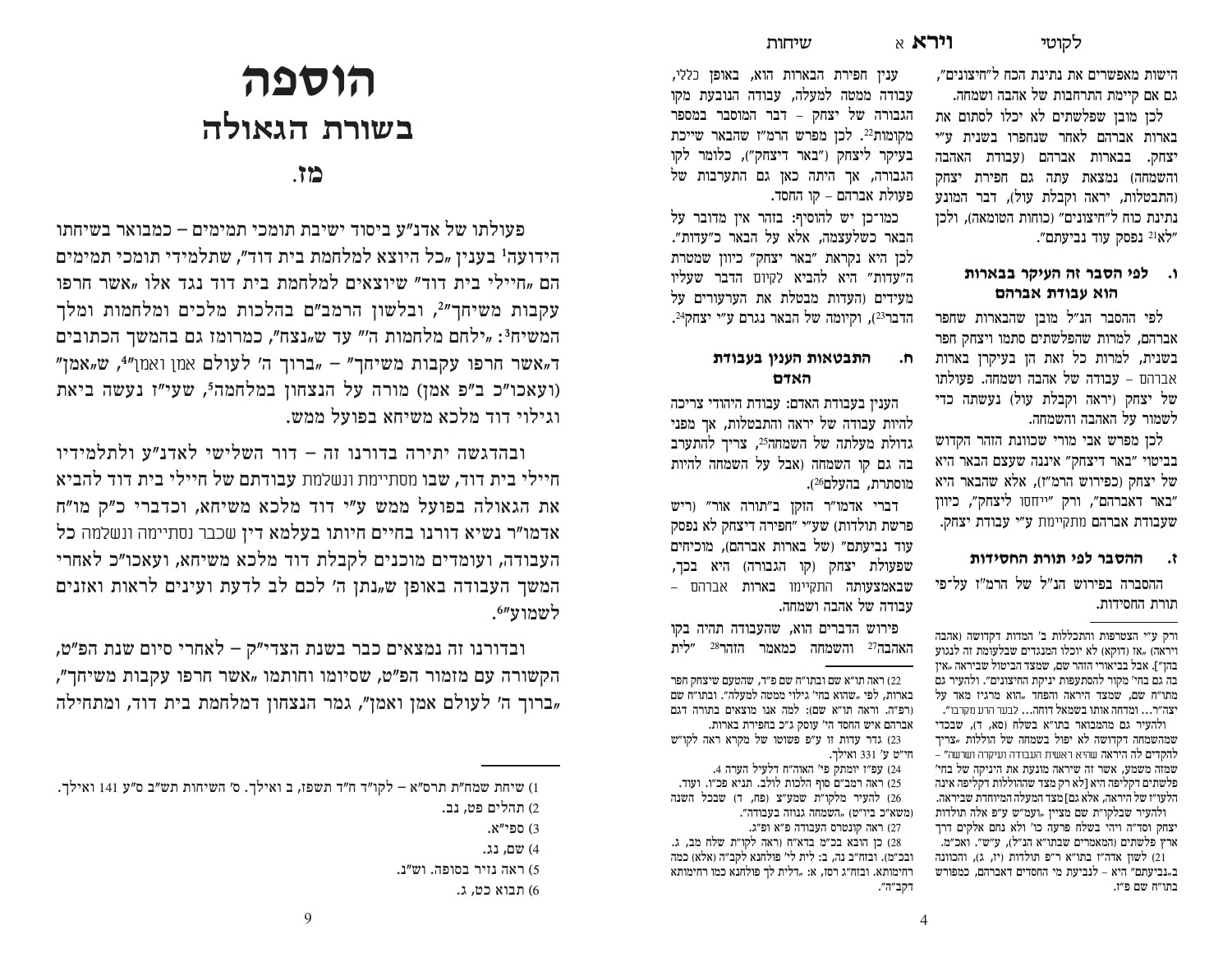הישות מאפשרים את נתינת הכח ל"חיצונים", גם אם קיימת התרחבות של אהבה ושמחה.

לכן מובן שפלשתים לא יכלו לסתום את בארות אברהם לאחר שנחפרו בשנית ע"י יצחק. בבארות אברהם (עבודת האהבה והשמחה) נמצאת עתה גם חפירת יצחק (התבטלות, יראה וקבלת עול), דבר המונע נתינת כוח ל"חיצונים" (כוחות הטומאה), ולכן "לא[21] נפסק עוד נביעתם".

### ו. לפי הסבר זה העיקר בבארות הוא עבודת אברהם

לפי ההסבר הנ"ל מובן שהבארות שחפר אברהם, למרות שהפלשתים סתמו ויצחק חפר בשנית, למרות כל זאת הן בעיקרן בארות אברהם – עבודה של אהבה ושמחה. פעולתו של יצחק (יראה וקבלת עול) נעשתה כדי לשמור על האהבה והשמחה.

לכן מפרש אבי מורי שכוונת הזוהר הקדוש בביטוי "באר דיצחק" איננה שעצם הבאר היא של יצחק (כפירוש הרמ"ז), אלא שהבאר היא "באר דאברהם", ורק "ויהוסו ליצחק", כיוון שעבודת אברהם מתקיימת ע"י עבודת יצחק.

### ז. ההסבר לפי תורת החסידות

ההסברה בפירוש הנ"ל של הרמ"ז על־פי תורת החסידות.

ענין חפירת הבארות הוא, באופן כללי, עבודה ממטה למעלה, עבודה הנובעת מקו הגבורה של יצחק – דבר המוסבר במספר מקומות[22]. לכן מפרש הרמ"ז שהבאר שייכת בעיקר ליצחק ("באר דיצחק"), כלומר לקו הגבורה, אך היתה כאן גם התערבות של פעולת אברהם – קו החסד.

כמו־כן יש להוסיף: בזהר אין מדובר על הבאר כשלעצמה, אלא על הבאר כ"עדות". לכן היא נקראת "באר יצחק" כיוון שמטרת ה"עדות" היא להביא לקיום הדבר שעליו מעידים (העדות מבטלת את הערעורים על הדבר[23]), וקיומה של הבאר נגרם ע"י יצחק[24].

### ח. התבטאות הענין בעבודת האדם

הענין בעבודת האדם: עבודת היהודי צריכה להיות עבודה של יראה והתבטלות, אך מפני גדולת מעלתה של השמחה[25], צריך להתערב בה גם קו השמחה (אבל על השמחה להיות מוסתרת, בהעלם[26]).

דברי אדמו"ר הזקן ב"תורה אור" (ריש פרשת תולדות) שע"י "חפירה דיצחק לא נפסק עוד נביעתם" (של בארות אברהם), מוכיחים שפעולת יצחק (קו הגבורה) היא בכך, שבאמצעותה התקיימו בארות אברהם – עבודה של אהבה ושמחה.

פירוש הדברים הוא, שהעבודה תהיה בקו האהבה[27] והשמחה כמאמר הזוהר[28] "לית

---

ורק ע"י הצטרפות והתכללות ב' המדות דקדושה (אהבה ויראה) "אז (דוקא) לא יוכלו המנגדים שבקליפות זה לנגוע בהן". אבל בביאורי הזהר שם, שמצד הביטול שביראה "אין בה גם בחי' מקור להתפעות יניקת החיצונים". ולהעיר גם מתו"ח שם, שמצד היראה והפחד "הוא מרגיז מאד על יצה"ר... ומדחה אותו בשמאל דוחה... לבער הרע מקרבו".

ולהעיר גם מהמבואר בתו"א בשלח (סא, ד), שבכדי שמהשמחה דקדושה לא יפול בשמחה של הוללות "צריך להקדים לה היראה שהיא ראשית העבודה ועיקרה ושרשה" – שמזה משמע, אשר זה שיראה מונעת את היניקה של בחי' פלשתים דקליפה היא [לא רק מצד שההוללות דקליפה אינה הלעו"ז של היראה, אלא גם] מצד המעלה המיוחדת שביראה.

ולהעיר שבלקו"ת שם מציין "ועמ"ש ע"פ אלה תולדות יצחק וסד"ה ויהי בשלח פרעה כו' ולא נחם אלקים דרך ארץ פלשתים (המאמרים שבתו"א הנ"ל), ע"ש". ואכ"מ.

21) לשון אדה"ז בתו"א ר"פ תולדות (יז, ג), והכוונה ב"נביעתם" היא – לנביעת מי החסדים דאברהם, כמפורש בתו"ח שם פ"ז.

22) ראה תו"א שם ובתו"ח שם פ"ד, שהטעם שיצחק חפר בארות, לפי "שהוא בחי' גילוי ממטה למעלה". ובתו"ח שם (רפ"ה. וראה תו"א שם): למה אנו מוצאים בתורה דגם אברהם איש החסד הי' עוסק ג"כ בחפירת בארות.

23) גדר עדות זו ע"פ פשוטו של מקרא ראה לקו"ש חי"ט ע' 331 ואילך.

24) עפ"ז יומתק פי' האוה"ח דלעיל הערה 4.

25) ראה רמב"ם סוף הלכות לולב. תניא פכ"ז. ועוד.

26) להעיר מלקו"ת שמע"צ (פח, ד) שבכל השנה (משא"כ ביו"ט) "השמחה גנוזה בעבודה".

27) ראה קונטרס העבודה פ"א ופ"ג.

28) כן הובא בכ"מ בדא"ח (ראה לקו"ת שלח מב, ג. ובכ"מ). ובזח"ב נה, ב: לית לי' פולחנא לקב"ה (אלא) כמה רחימותא. ובזח"ג רסז, א: "דלית לך פולחנא כמו רחימותא דקב"ה".

---

# הוספה

## בשורת הגאולה

### מז.

פעולתו של אדנ"ע ביסוד ישיבת תומכי תמימים – כמבואר בשיחתו הידועה[1] בענין "כל היוצא למלחמת בית דוד", שתלמידי תומכי תמימים הם "חיילי בית דוד" שיוצאים למלחמת בית דוד נגד אלו "אשר חרפו עקבות משיחך"[2], ובלשון הרמב"ם בהלכות מלכים ומלחמות ומלך המשיח[3]: "ילחם מלחמות ה'" עד ש"נצח", כמרומז גם בהמשך הכתובים ד"אשר חרפו עקבות משיחך" – "ברוך ה' לעולם אמן ואמן"[4], ש"אמן" (ועאכו"כ ב"פ אמן) מורה על הנצחון במלחמה[5], שעי"ז נעשה ביאת וגילוי דוד מלכא משיחא בפועל ממש.

ובהדגשה יתירה בדורנו זה – דור השלישי לאדנ"ע ולתלמידיו חיילי בית דוד, שבו מסתיימת ונשלמת עבודתם של חיילי בית דוד להביא את הגאולה בפועל ממש ע"י דוד מלכא משיחא, וכדברי כ"ק מו"ח אדמו"ר נשיא דורנו בחיים חיותו בעלמא דין שכבר נסתיימה ונשלמה כל העבודה, ועומדים מוכנים לקבלת דוד מלכא משיחא, ועאכו"כ לאחרי המשך העבודה באופן ש"נתן ה' לכם לב לדעת ועינים לראות ואזנים לשמוע"[6].

ובדורנו זה נמצאים כבר בשנת הצדי"ק – לאחרי סיום שנת הפ"ט, הקשורה עם מזמור הפ"ט, שסיומו וחותמו "אשר חרפו עקבות משיחך", "ברוך ה' לעולם אמן ואמן", גמר הנצחון דמלחמת בית דוד, ומתחילה

---

1) שיחת שמח"ת תרס"א – לקו"ד ח"ד תשפז, ב ואילך. ס' השיחות תש"ב ס"ע 141 ואילך.

2) תהלים פט, נב.

3) ספי"א.

4) שם, נג.

5) ראה נזיר בסופה. וש"נ.

6) תבוא כט, ג.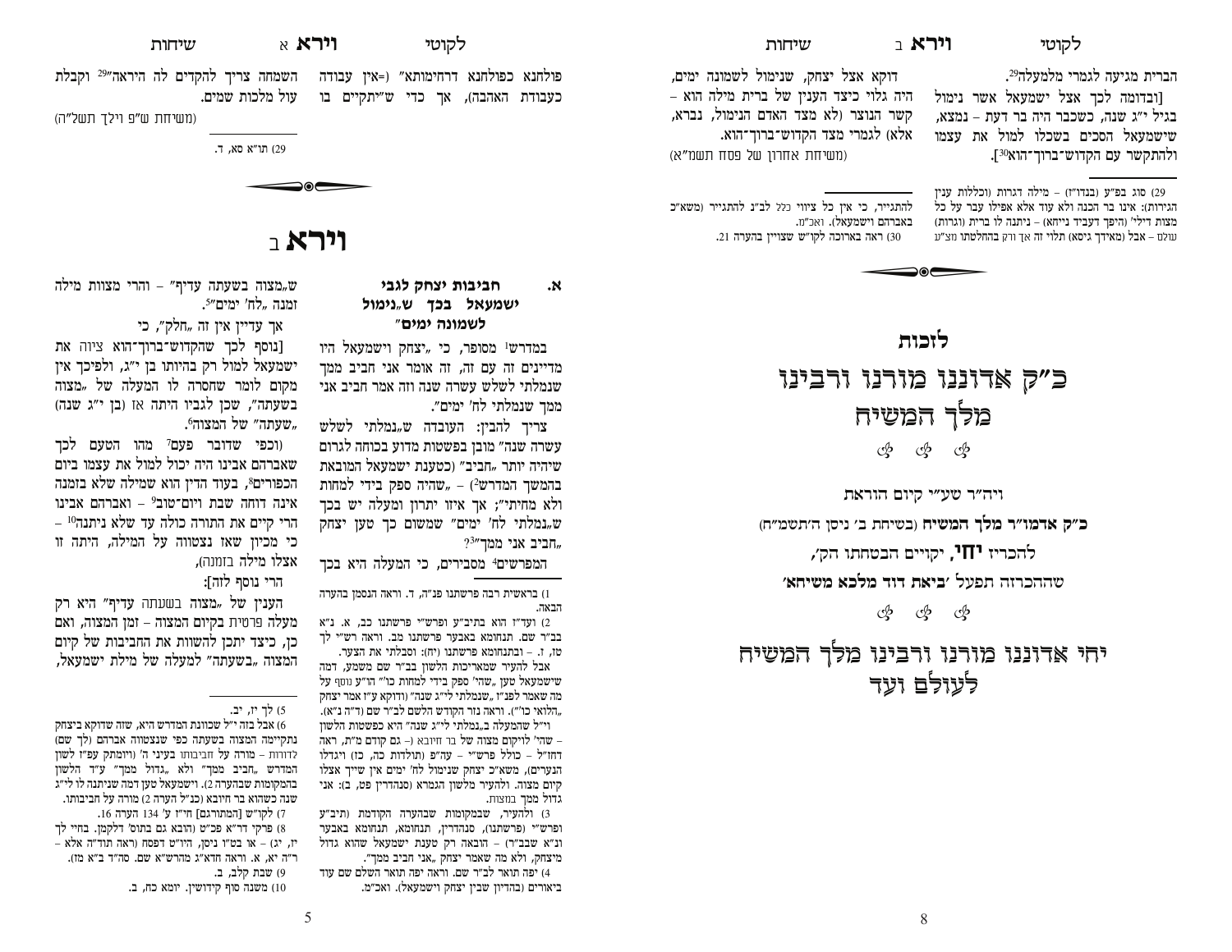פולחנא כפולחנא דרחימותא" (=אין עבודה כעבודת האהבה), אך כדי שיתקיים בו השמחה צריך להקדים לה היראה[29] וקבלת עול מלכות שמים.

(משיחת ש"פ וילך תשל"ה)

29) תו"א סא, ד.

# וירא ב

## א. חביבות יצחק לגבי ישמעאל בכך ש"נימול לשמונה ימים"

במדרש[1] מסופר, כי "יצחק וישמעאל היו מדיינים זה עם זה, זה אומר אני חביב ממך שנמלתי לשלש עשרה שנה וזה אומר חביב אני ממך שנמלתי לח' ימים".

צריך להבין: העובדה ש"נמלתי לשלש עשרה שנה" מובן בפשטות מדוע בכוחה לגרום שיהיה יותר "חביב" (כטענת ישמעאל המובאת בהמשך המדרש[2]) – "שהיה ספק בידי למחות ולא מחיתי"; אך איזו יתרון ומעלה יש בכך ש"נמלתי לח' ימים" שמשום כך טען יצחק "חביב אני ממך"[3]?

המפרשים[4] מסבירים, כי המעלה היא בכך ש"מצוה בשעתה עדיף" – והרי מצוות מילה זמנה "לח' ימים"[5].

אך עדיין אין זה "חלק", כי

[נוסף לכך שהקדוש־ברוך־הוא ציווה את ישמעאל למול רק בהיותו בן י"ג, ולפיכך אין מקום לומר שחסרה לו המעלה של "מצוה בשעתה", שכן לגביו היתה אז (בן י"ג שנה) "שעתה" של המצוה[6].

(וכפי שדובר פעם[7] מהו הטעם לכך שאברהם אבינו היה יכול למול את עצמו ביום הכפורים[8], בעוד הדין הוא שמילה שלא בזמנה אינה דוחה שבת ויום־טוב[9] – ואברהם אבינו הרי קיים את התורה כולה עד שלא ניתנה[10] – כי מכיון שאז נצטווה על המילה, היתה זו אצלו מילה בזמנה),

הרי נוסף לזה]:

הענין של "מצוה בשעתה עדיף" היא רק מעלה פרטית בקיום המצוה – זמן המצוה, ואם כן, כיצד יתכן להשוות את החביבות של קיום המצוה "בשעתה" למעלה של מילת ישמעאל,

1) בראשית רבה פרשתנו פנ"ה, ד. וראה הנסמן בהערה הבאה.

2) ועד"ז הוא בתיב"ע ופרש"י פרשתנו כב, א. נ"א בב"ר שם. תנחומא באבער פרשתנו מב. וראה רש"י לך טז, ז. – ובתנחומא פרשתנו (יח): וסבלתי את הצער.

אבל להעיר שמאריכות הלשון בב"ר שם משמע, דמה שישמעאל טען "שהי' ספק בידי למחות כו'" הו"ע נוסף על מה שאמר לפנ"ז "שנמלתי לי"ג שנה" (ודוקא ע"ז אמר יצחק "הלואי כו'"). וראה נזר הקודש השלם לב"ר שם (ד"ה ב"א).

וי"ל שהמעלה ב"נמלתי לי"ג שנה" היא כפשטות הלשון – שהי' לויקום מצוה של בר חיובא (– גם קודם מ"ת, ראה דחז"ל – כולל פרש"י – עה"פ (תולדות כה, כז) ויגדלו הנערים), משא"כ יצחק שנימול לח' ימים אין שייך אצלו קיום מצוה. ולהעיר מלשון הגמרא (סנהדרין פט, ב): אני גדול ממך במצות.

3) ולהעיר, שבמקומות שבהערה הקודמת (תיב"ע ופרש"י (פרשתנו), סנהדרין, תנחומא, תנחומא באבער ונ"א שבב"ר) – הובאה רק טענת ישמעאל שהוא גדול מיצחק, ולא מה שאמר יצחק "אני חביב ממך".

4) יפה תואר לב"ר שם. וראה יפה תואר השלם שם עוד ביאורים (בהדיון שבין יצחק וישמעאל). ואכ"מ.

5) לך יז, יב.

6) אבל בזה י"ל שכוונת המדרש היא, שזה שדוקא ביצחק נתקיימה המצוה בשעתה כפי שנצטווה אברהם (לך שם) לדורות – מורה על חביבותו בעיני ה' (ויומתק עפ"ז לשון המדרש "חביב ממך" ולא "גדול ממך" ע"ד הלשון בהמקומות שבהערה 2). וישמעאל טען דמה שניתנה לו לי"ג שנה כשהוא בר חיובא (כנ"ל הערה 2) מורה על חביבותו.

7) לקו"ש [המתורגם] חי"ז ע' 134 הערה 16.

8) פרקי דר"א פכ"ט (הובא גם בתוס' דלקמן). בחיי לך יז, יג) – או בט"ו ניסן, היו"ט דפסח (ראה תוד"ה אלא – ר"ה יא, א. וראה חדא"ג מהרש"א שם. סה"ד ב"א מז).

9) שבת קלב, ב.

10) משנה סוף קידושין. יומא כח, ב.

הברית מגיעה לגמרי מלמעלה[29].

[ובדומה לכך אצל ישמעאל אשר נימול בגיל י"ג שנה, כשכבר היה בר דעת – נמצא, שישמעאל הסכים בשכלו למול את עצמו ולהתקשר עם הקדוש־ברוך־הוא[30]].

דוקא אצל יצחק, שנימול לשמונה ימים, היה גלוי כיצד הענין של ברית מילה הוא – קשר הנוצר (לא מצד האדם הנימול, נברא, אלא) לגמרי מצד הקדוש־ברוך־הוא.

(משיחות אחרון של פסח תשמ"א)

29) סוג בפ"ע (בנדו"ז) – מילה דגרות (וכללות ענין הגירות): אינו בר הכנה ולא עוד אלא אפילו עבר על כל מצות דילי' (היפך דעביד נייחא) – ניתנה לו ברית (וגרות) עולם – אבל (מאידך גיסא) תלוי זה אך ורק בהחלטתו מצ"ע להתגייר, כי אין כל ציווי כלל לב"נ להתגייר (משא"כ באברהם וישמעאל). ואכ"מ.

30) ראה בארוכה לקו"ש שצויין בהערה 21.

# לזכות

# כ"ק אדוננו מורנו ורבינו מלך המשיח

ויהא"ר טע"י קיום הוראת

**כ"ק אדמו"ר מלך המשיח** (בשיחת ב' ניסן ה'תשמ"ח)

להכריז **יחי**, יקויים הבטחתו הק',

שההכרזה תפעל 'ביאת דוד מלכא משיחא'

# יחי אדוננו מורנו ורבינו מלך המשיח לעולם ועד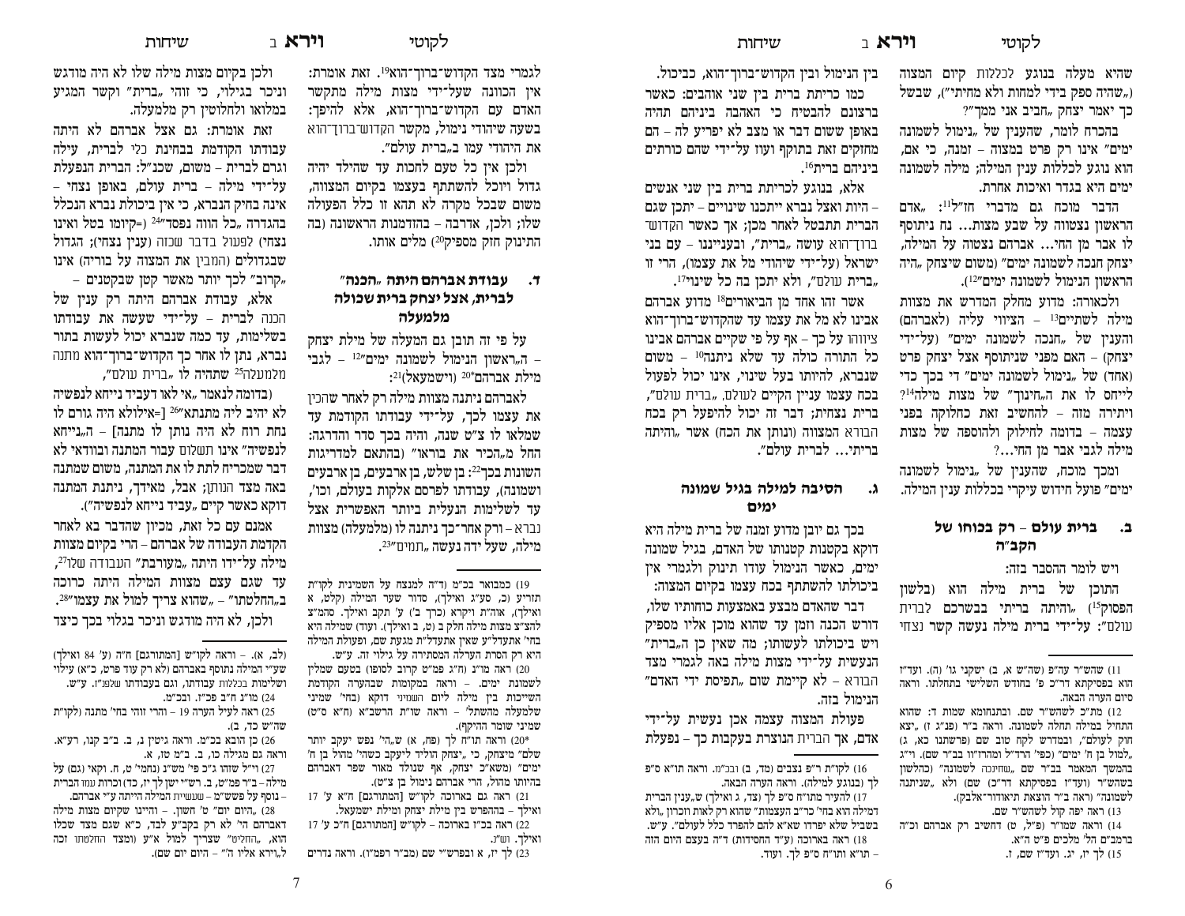שהיא מעלה בנוגע לכללות קיום המצוה („שהיה ספק בידי למחות ולא מחיתי"), שבשל כך יאמר יצחק „חביב אני ממך"?

בהכרח לומר, שהענין של „נימול לשמונה ימים" אינו רק פרט במצוה – זמנה, כי אם, הוא נוגע לכללות ענין המילה; מילה לשמונה ימים היא בגדר ואיכות אחרת.

הדבר מוכח גם מדברי חז"ל[11]: „אדם הראשון נצטוה על שבע מצות... נח ניתוסף לו אבר מן החי... אברהם נצטוה על המילה, יצחק חנכה לשמונה ימים" (משום שיצחק „היה הראשון הנימול לשמונה ימים"[12]).

ולכאורה: מדוע מחלק המדרש את מצות מילה לשתיים[13] – הציווי עליה (לאברהם) והענין של „חנכה לשמונה ימים" (על־ידי יצחק) – האם מפני שניתוסף אצל יצחק פרט (אחד) של „נימול לשמונה ימים" די בכך כדי לייחס לו את ה„חינוך" של מצות מילה[14]? ויתירה מזו – להחשיב זאת כחלוקה בפני עצמה – בדומה לחילוק ולהוספה של מצות מילה לגבי אבר מן החי...?

ומכך מוכח, שהענין של „נימול לשמונה ימים" פועל חידוש עיקרי בכללות ענין המילה.

### ב. ברית עולם – רק בכוחו של הקב"ה

ויש לומר ההסבר בזה:

התוכן של ברית מילה הוא (בלשון הפסוק[15]) „והיתה בריתי בבשרכם לברית עולם": על־ידי ברית מילה נעשה קשר נצחי בין הנימול ובין הקדוש־ברוך־הוא, כביכול.

כמו כריתת ברית בין שני אוהבים: כאשר ברצונם להבטיח כי האהבה ביניהם תהיה באופן ששום דבר או מצב לא יפריע לה – הם מחזקים זאת בתוקף ועוז על־ידי שהם כורתים ביניהם ברית[16].

אלא, בנוגע לכריתת ברית בין שני אנשים – היות ואצל נברא ייתכנו שינויים – יתכן שגם הברית תתבטל לאחר מכן; אך כאשר הקדוש־ברוך־הוא עושה „ברית", ובענייננו – עם בני ישראל (על־ידי שיהודי מל את עצמו), הרי זו „ברית עולם", ולא יתכן בה כל שינוי[17].

אשר זהו אחד מן הביאורים[18] מדוע אברהם אבינו לא מל את עצמו עד שהקדוש־ברוך־הוא ציווהו על כך – אף על פי שקיים אברהם אבינו כל התורה כולה עד שלא ניתנה[10] – משום שנברא, להיותו בעל שינוי, אינו יכול לפעול בכח עצמו ענין הקיים לעולם, „ברית עולם", ברית נצחית; דבר זה יכול להיפעל רק בכח הבורא המצווה (ונותן את הכח) אשר „והיתה בריתי... לברית עולם".

### ג. הסיבה למילה בגיל שמונה ימים

בכך גם יובן מדוע זמנה של ברית מילה היא דוקא בקטנות קטנותו של האדם, בגיל שמונה ימים, כאשר הנימול עודו תינוק ולגמרי אין ביכולתו להשתתף בכח עצמו בקיום המצוה:

דבר שהאדם מבצע באמצעות כוחותיו שלו, דורש הכנה וזמן עד שהוא מוכן אליו מספיק ויש ביכולתו לעשותו; מה שאין כן ה„ברית" הנעשית על־ידי מצות מילה באה לגמרי מצד הבורא – לא קיימת שום „תפיסת ידי האדם" הנימול בזה.

פעולת המצוה עצמה אכן נעשית על־ידי אדם, אך הברית הנוצרת בעקבות כך – נפעלת לגמרי מצד הקדוש־ברוך־הוא[19]. זאת אומרת: אין הכוונה שעל־ידי מצות מילה מתקשר האדם עם הקדוש־ברוך־הוא, אלא להיפך: בשעה שיהודי נימול, מקשר הקדוש־ברוך־הוא את היהודי עמו ב„ברית עולם".

ולכן אין כל טעם לחכות עד שהילד יהיה גדול ויוכל להשתתף בעצמו בקיום המצווה, משום שבכל מקרה לא תהא זו כלל הפעולה שלו; ולכן, אדרבה – בהזדמנות הראשונה (בה התינוק חזק מספיק[20]) מלים אותו.

### ד. עבודת אברהם היתה „הכנה" לברית, אצל יצחק ברית שכולה מלמעלה

על פי זה תובן גם המעלה של מילת יצחק – ה„ראשון הנימול לשמונה ימים"[12] – לגבי מילת אברהם[*20] (וישמעאל)[21]:

לאברהם ניתנה מצוות מילה רק לאחר שהכין את עצמו לכך, על־ידי עבודתו הקודמת עד שמלאו לו צ"ט שנה, והיה בכך סדר והדרגה: החל מ„הכיר את בוראו" (בהתאם למדריגות השונות בכך[22]: בן שלש, בן ארבעים, בן ארבעים ושמונה), עבודתו לפרסם אלקות בעולם, וכו', עד לשלימות הנעלית ביותר האפשרית אצל נברא – ורק אחר־כך ניתנה לו (מלמעלה) מצוות מילה, שעל ידה נעשה „תמים"[23].

ולכן בקיום מצות מילה שלו לא היה מודגש וניכר בגילוי, כי זוהי „ברית" וקשר המגיע במלואו ולחלוטין רק מלמעלה.

זאת אומרת: גם אצל אברהם לא היתה עבודתו הקודמת בבחינת כלי לברית, עילה וגורם לברית – משום, שכנ"ל: הברית הנפעלת על־ידי מילה – ברית עולם, באופן נצחי – אינה בחיק הנברא, כי אין ביכולת נברא הנכלל בהגדרה „כל הווה נפסד"[24] (=קיומו בטל ואינו נצחי) לפעול בדבר שכזה (ענין נצחי); הגדול שבגדולים (המבין את המצוה על בוריה) אינו „קרוב" לכך יותר מאשר קטן שבקטנים –

אלא, עבודת אברהם היתה רק ענין של הכנה לברית – על־ידי שעשה את עבודתו בשלימות, עד כמה שנברא יכול לעשות בתור נברא, נתן לו אחר כך הקדוש־ברוך־הוא מתנה מלמעלה[25] שתהיה לו „ברית עולם",

(בדומה לנאמר „אי לאו דעביד נייחא לנפשיה לא יהיב ליה מתנתא"[26] [=אילולא היה גורם לו נחת רוח לא היה נותן לו מתנה] – ה„נייחא לנפשיה" אינו תשלום עבור המתנה ובוודאי לא דבר שמכריח לתת לו את המתנה, משום שמתנה באה מצד הנותן; אבל, מאידך, ניתנת המתנה דוקא כאשר קיים „עביד נייחא לנפשיה").

אמנם עם כל זאת, מכיון שהדבר בא לאחר הקדמת העבודה של אברהם – הרי בקיום מצוות מילה על־ידו היתה „מעורבת" העבודה שלו[27], עד שגם עצם מצוות המילה היתה כרוכה ב„החלטתו" – „שהוא צריך למול את עצמו"[28].

ולכן, לא היה מודגש וניכר בגלוי בכך כיצד

---

11) שהש"ר עה"פ (שה"ש א, ב) ישקני גו' (ה). ועד"ז הוא בפסיקתא דר"כ פ' בחודש השלישי בתחלתו. וראה סיום הערה הבאה.

12) מת"כ לשהש"ר שם. ובתנחומא שמות ד: שהוא התחיל במילה תחלה לשמונה. וראה ב"ר (פנ"ג ז) „יצא חוק לעולם", ובמדרש לקח טוב שם (פרשתנו כא, ג) „למול בן ח' ימים" (כפי' הרד"ל ומהרז"ו בב"ר שם). וי"ג בהמשך המאמר בב"ר שם „שחינכה לשמונה" (כהלשון בשהש"ר (ועד"ז בפסיקתא דר"כ) שם) ולא „שניתנה לשמונה" (ראה ב"ר הוצאת תיאודור־אלבק).

13) ראה יפה קול לשהש"ר שם.

14) וראה שמו"ר (פ"ל, ט) דחשיב רק אברהם וכ"ה ברמב"ם הל' מלכים פ"ט ה"א.

15) לך יז, יג. ועד"ז שם, ז.

16) לקו"ת ר"פ נצבים (מד, ב) ובכ"מ. וראה תו"א ס"פ לך (בנוגע למילה). וראה הערה הבאה.

17) להעיר מתו"ח ס"פ לך (צד, ג ואילך) ש„ענין הברית דמילה הוא בחי' כו"כ בעצמות" שהוא רק לאות וזכרון „ולא בשביל שלא יפרדו שא"א להם להפרד כלל לעולם". עיי"ש.

18) ראה בארוכה (ע"ד החסידות) ד"ה בעצם היום הזה – תו"א ותו"ח ס"פ לך. ועוד.

19) כמבואר בכ"מ (ד"ה למנצח על השמינית לקו"ת תזריע (כ, סע"ג ואילך), סדור שער המילה (קלט, א ואילך), אוה"ת ויקרא (כרך ב') ע' תקע ואילך. סהמ"צ להצ"צ מצות מילה חלק ב (ט, ב ואילך). ועוד) שמילה היא בחי' אתעדל"ע שאין אתעדל"ת מגעת שם, ופעולת המילה היא רק הסרת הערלה המסתירה על גילוי זה. עיי"ש.

20) ראה מו"נ (ח"ג פמ"ט קרוב לסופו) בטעם שמלין לשמונת ימים. – וראה במקומות שבהערה הקודמת השייכות בין מילה ליום השמיני דוקא (בחי' שמיני שלמעלה מהשתלי' – וראה שו"ת הרשב"א (ח"א ס"ט) שמיני שומר הזיקון).

*20) וראה תו"ח לך (פח, א) ש„הי' נפש יעקב יותר שלם" מיצחק, כי „יצחק הוליד ליעקב כשהי' מהול בן ח' ימים" (משא"כ יצחק, אף שנולד מאור שפר דאברהם בהיותו מהול, הרי אברהם נימול בן צ"ט).

21) ראה גם בארוכה לקו"ש [המתורגם] ח"א ע' 17 ואילך – בההפרש בין מילת יצחק ומילת ישמעאל.

22) ראה בכ"ז בארוכה – לקו"ש [המתורגם] ח"ב ע' 17 ואילך. וש"נ.

23) לך יז, א ובפרש"י שם (מב"ר רפמ"ו). וראה נדרים (לב, א). – וראה לקו"ש [המתורגם] ח"ה (ע' 84 ואילך) שע"י המילה נתוסף באברהם (לא רק עוד פרט, כ"א) עילוי ושלימות בכללות עבודתו, וגם בעבודתו שלפנ"ז. עיי"ש.

24) מו"נ ח"ב פכ"ז. ובכ"מ.

25) ראה לעיל הערה 19 – והרי זוהי בחי' מתנה (לקו"ת שה"ש כד, ב).

26) כן הובא בכ"מ. וראה גיטין נ, ב. ב"ב קנו, רע"א. וראה גם מגילה כו, ב. ב"מ טז, א.

27) וי"ל שזהו ג"כ פי' מש"נ (נחמי' ט, ח. וקאי (גם) על מילה – ב"ר פמ"ט, ב. רש"י ישן לך יז, כד) וכרות עמו הברית – נוסף על פשט"מ – שנעשית המילה הייתה ע"י אברהם.

28) „היום יום" ט' חשון. – והיינו שקיום מצות מילה דאברהם הי' לא רק בקב"ע לבד, כ"א שגם מצד שכלו הוא, „החליט" שצריך למול א"ע (ומצד החלטתו זכה ל„וירא אליו ה'" – היום יום שם).